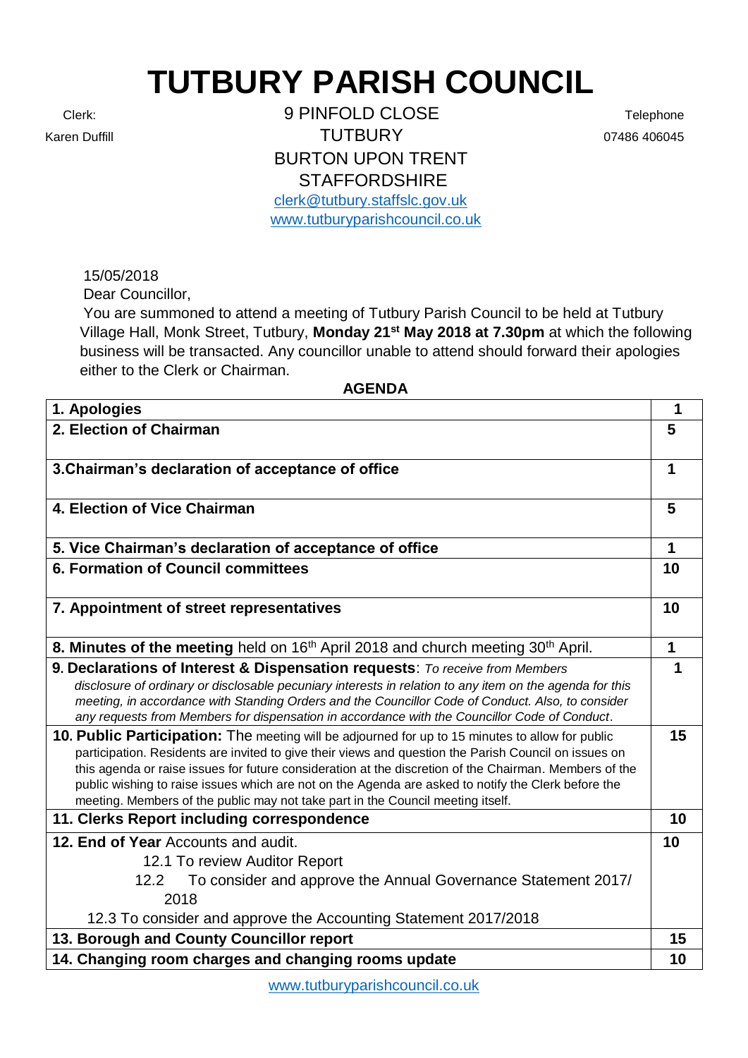# TUTBURY PARISH COUNCIL

Clerk:
Karen Duffill

9 PINFOLD CLOSE
TUTBURY
BURTON UPON TRENT
STAFFORDSHIRE
clerk@tutbury.staffslc.gov.uk
www.tutburyparishcouncil.co.uk

Telephone
07486 406045

15/05/2018

Dear Councillor,

You are summoned to attend a meeting of Tutbury Parish Council to be held at Tutbury Village Hall, Monk Street, Tutbury, **Monday 21st May 2018 at 7.30pm** at which the following business will be transacted. Any councillor unable to attend should forward their apologies either to the Clerk or Chairman.

**AGENDA**

| | |
|---|---|
| **1. Apologies** | **1** |
| **2. Election of Chairman** | **5** |
| **3.Chairman's declaration of acceptance of office** | **1** |
| **4. Election of Vice Chairman** | **5** |
| **5. Vice Chairman's declaration of acceptance of office** | **1** |
| **6. Formation of Council committees** | **10** |
| **7. Appointment of street representatives** | **10** |
| **8. Minutes of the meeting** held on 16th April 2018 and church meeting 30th April. | **1** |
| **9. Declarations of Interest & Dispensation requests**: *To receive from Members disclosure of ordinary or disclosable pecuniary interests in relation to any item on the agenda for this meeting, in accordance with Standing Orders and the Councillor Code of Conduct. Also, to consider any requests from Members for dispensation in accordance with the Councillor Code of Conduct*. | **1** |
| **10. Public Participation:** The meeting will be adjourned for up to 15 minutes to allow for public participation. Residents are invited to give their views and question the Parish Council on issues on this agenda or raise issues for future consideration at the discretion of the Chairman. Members of the public wishing to raise issues which are not on the Agenda are asked to notify the Clerk before the meeting. Members of the public may not take part in the Council meeting itself. | **15** |
| **11. Clerks Report including correspondence** | **10** |
| **12. End of Year** Accounts and audit.<br>12.1 To review Auditor Report<br>12.2 To consider and approve the Annual Governance Statement 2017/ 2018<br>12.3 To consider and approve the Accounting Statement 2017/2018 | **10** |
| **13. Borough and County Councillor report** | **15** |
| **14. Changing room charges and changing rooms update** | **10** |

www.tutburyparishcouncil.co.uk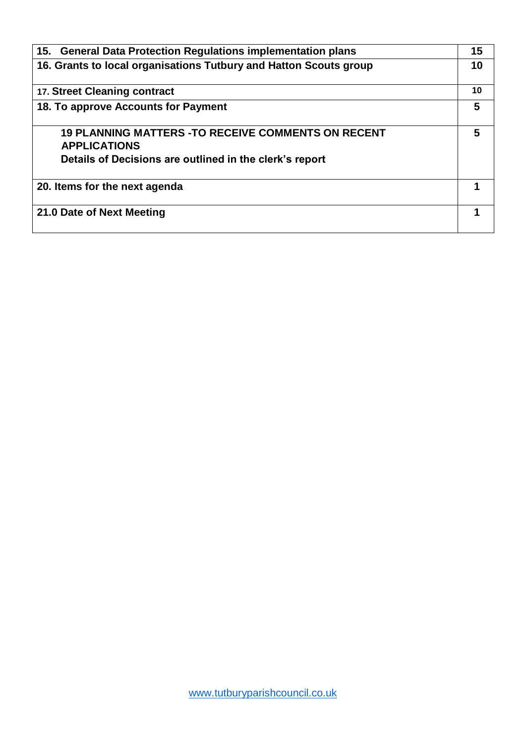| | |
|---|---|
| **15. General Data Protection Regulations implementation plans** | **15** |
| **16. Grants to local organisations Tutbury and Hatton Scouts group** | **10** |
| **17. Street Cleaning contract** | **10** |
| **18. To approve Accounts for Payment** | **5** |
| **19 PLANNING MATTERS -TO RECEIVE COMMENTS ON RECENT APPLICATIONS**<br>**Details of Decisions are outlined in the clerk's report** | **5** |
| **20. Items for the next agenda** | **1** |
| **21.0 Date of Next Meeting** | **1** |

www.tutburyparishcouncil.co.uk